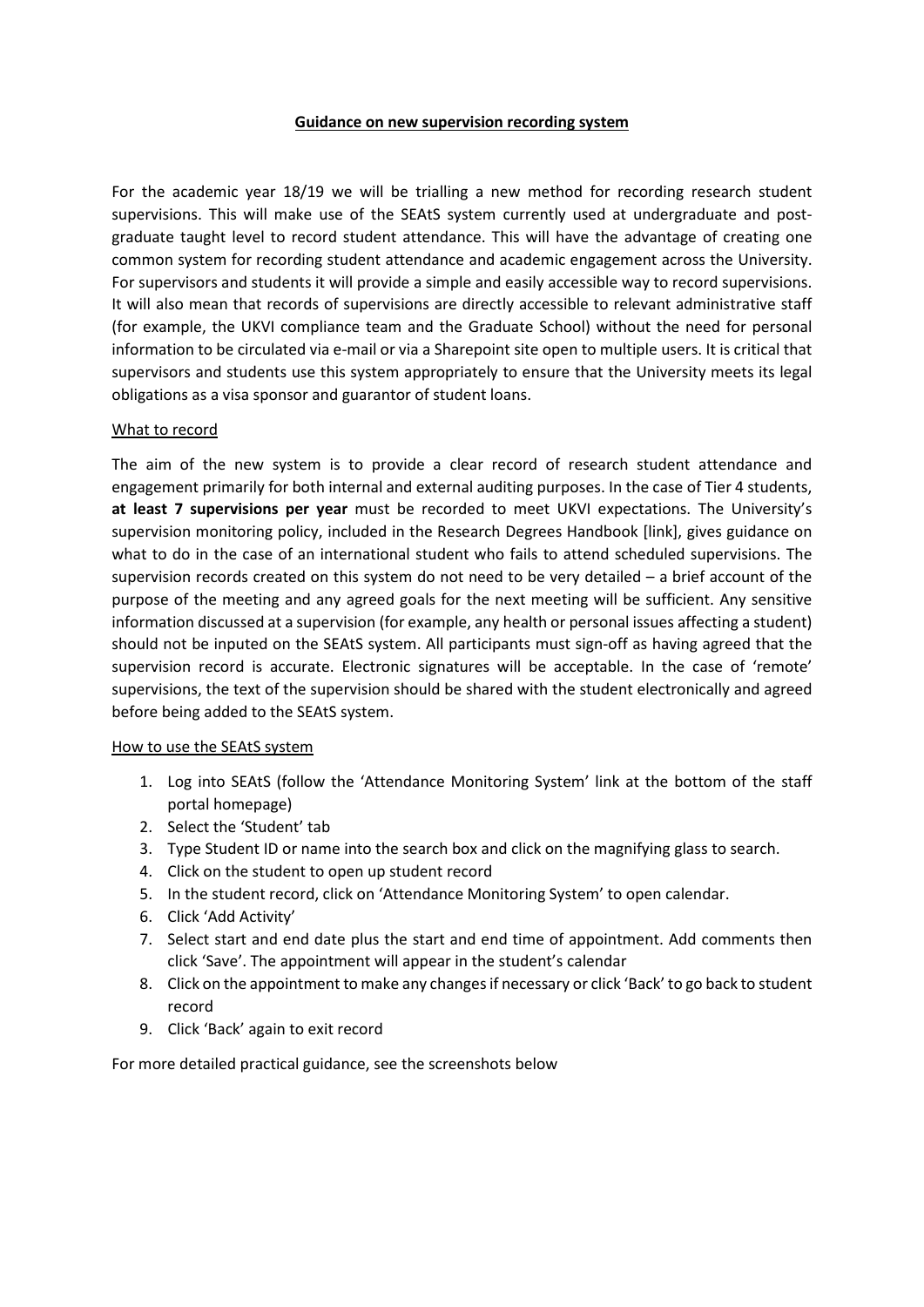# Guidance on new supervision recording system

For the academic year 18/19 we will be trialling a new method for recording research student supervisions. This will make use of the SEAtS system currently used at undergraduate and post-graduate taught level to record student attendance. This will have the advantage of creating one common system for recording student attendance and academic engagement across the University. For supervisors and students it will provide a simple and easily accessible way to record supervisions. It will also mean that records of supervisions are directly accessible to relevant administrative staff (for example, the UKVI compliance team and the Graduate School) without the need for personal information to be circulated via e-mail or via a Sharepoint site open to multiple users. It is critical that supervisors and students use this system appropriately to ensure that the University meets its legal obligations as a visa sponsor and guarantor of student loans.

## What to record

The aim of the new system is to provide a clear record of research student attendance and engagement primarily for both internal and external auditing purposes. In the case of Tier 4 students, **at least 7 supervisions per year** must be recorded to meet UKVI expectations. The University's supervision monitoring policy, included in the Research Degrees Handbook [link], gives guidance on what to do in the case of an international student who fails to attend scheduled supervisions. The supervision records created on this system do not need to be very detailed – a brief account of the purpose of the meeting and any agreed goals for the next meeting will be sufficient. Any sensitive information discussed at a supervision (for example, any health or personal issues affecting a student) should not be inputed on the SEAtS system. All participants must sign-off as having agreed that the supervision record is accurate. Electronic signatures will be acceptable. In the case of 'remote' supervisions, the text of the supervision should be shared with the student electronically and agreed before being added to the SEAtS system.

## How to use the SEAtS system

1. Log into SEAtS (follow the 'Attendance Monitoring System' link at the bottom of the staff portal homepage)
2. Select the 'Student' tab
3. Type Student ID or name into the search box and click on the magnifying glass to search.
4. Click on the student to open up student record
5. In the student record, click on 'Attendance Monitoring System' to open calendar.
6. Click 'Add Activity'
7. Select start and end date plus the start and end time of appointment. Add comments then click 'Save'. The appointment will appear in the student's calendar
8. Click on the appointment to make any changes if necessary or click 'Back' to go back to student record
9. Click 'Back' again to exit record

For more detailed practical guidance, see the screenshots below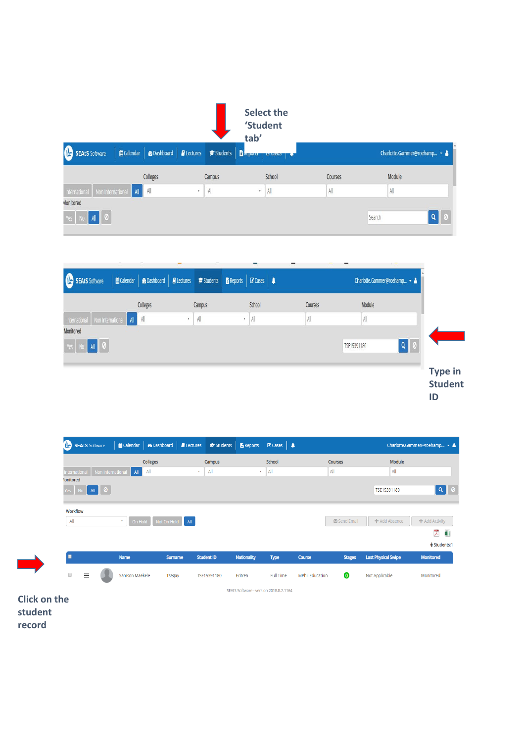Select the 'Student tab'

SEAtS Software | Calendar | Dashboard | Lectures | Students | Reports | Cases | Charlotte.Gammer@roehamp...

Colleges | Campus | School | Courses | Module

International | Non International | All | All | All | All | All | All

Monitored

Yes | No | All | Search

SEAtS Software | Calendar | Dashboard | Lectures | Students | Reports | Cases | Charlotte.Gammer@roehamp...

Colleges | Campus | School | Courses | Module

International | Non International | All | All | All | All | All | All

Monitored

Yes | No | All | TSE15391180

Type in Student ID

SEAtS Software | Calendar | Dashboard | Lectures | Students | Reports | Cases | Charlotte.Gammer@roehamp...

Colleges | Campus | School | Courses | Module

International | Non International | All | All | All | All | All | All

Monitored

Yes | No | All | TSE15391180

Workflow

All | On Hold | Not On Hold | All | Send Email | Add Absence | Add Activity

Students:1

| | Name | Surname | Student ID | Nationality | Type | Course | Stages | Last Physical Swipe | Monitored |
|---|---|---|---|---|---|---|---|---|---|
| | Samson Maekele | Tsegay | TSE15391180 | Eritrea | Full Time | MPhil Education | 0 | Not Applicable | Monitored |

SEAtS Software - version 2018.8.2.1164

Click on the student record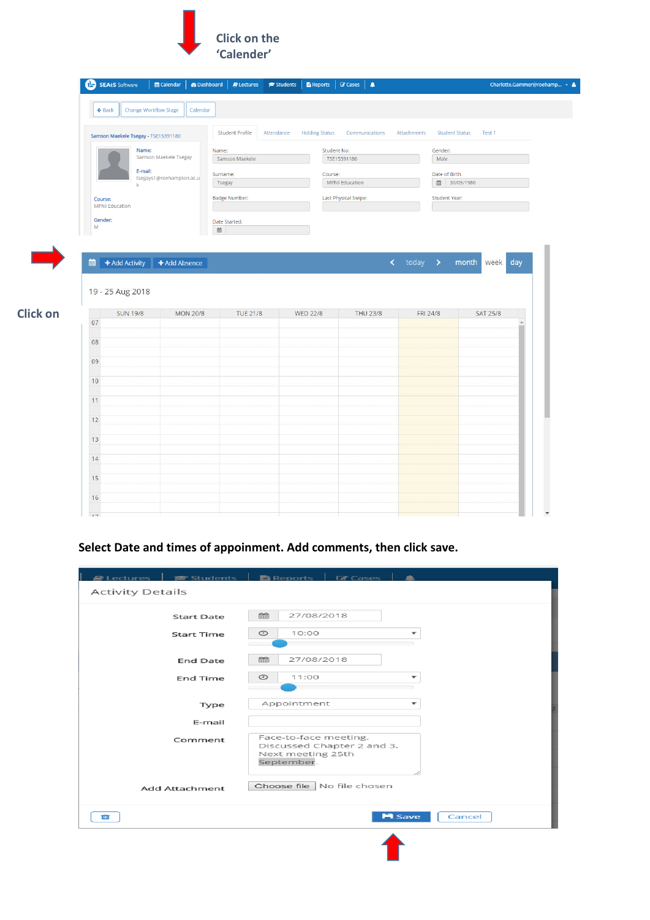Click on the 'Calender'

SEAtS Software | Calendar | Dashboard | Lectures | Students | Reports | Cases | Charlotte.Gammer@roehamp...

Back | Change Workflow Stage | Calendar

Samson Maekele Tsegay - TSE15391180

Name: Samson Maekele Tsegay

E-mail: tsegays1@roehampton.ac.uk

Course: MPhil Education

Gender: M

Student Profile | Attendance | Holding Status | Communications | Attachments | Student Status | Test 1

Name: Samson Maekele | Student No: TSE15391180 | Gender: Male

Surname: Tsegay | Course: MPhil Education | Date of Birth: 30/05/1980

Badge Number: | Last Physical Swipe: | Student Year:

Date Started:

Click on

+ Add Activity | + Add Absence | today | month | week | day

19 - 25 Aug 2018

| | SUN 19/8 | MON 20/8 | TUE 21/8 | WED 22/8 | THU 23/8 | FRI 24/8 | SAT 25/8 |
|---|---|---|---|---|---|---|---|
| 07 | | | | | | | |
| 08 | | | | | | | |
| 09 | | | | | | | |
| 10 | | | | | | | |
| 11 | | | | | | | |
| 12 | | | | | | | |
| 13 | | | | | | | |
| 14 | | | | | | | |
| 15 | | | | | | | |
| 16 | | | | | | | |

**Select Date and times of appoinment. Add comments, then click save.**

Activity Details

Start Date: 27/08/2018

Start Time: 10:00

End Date: 27/08/2018

End Time: 11:00

Type: Appointment

E-mail:

Comment: Face-to-face meeting. Discussed Chapter 2 and 3. Next meeting 25th September.

Add Attachment: Choose file | No file chosen

Save | Cancel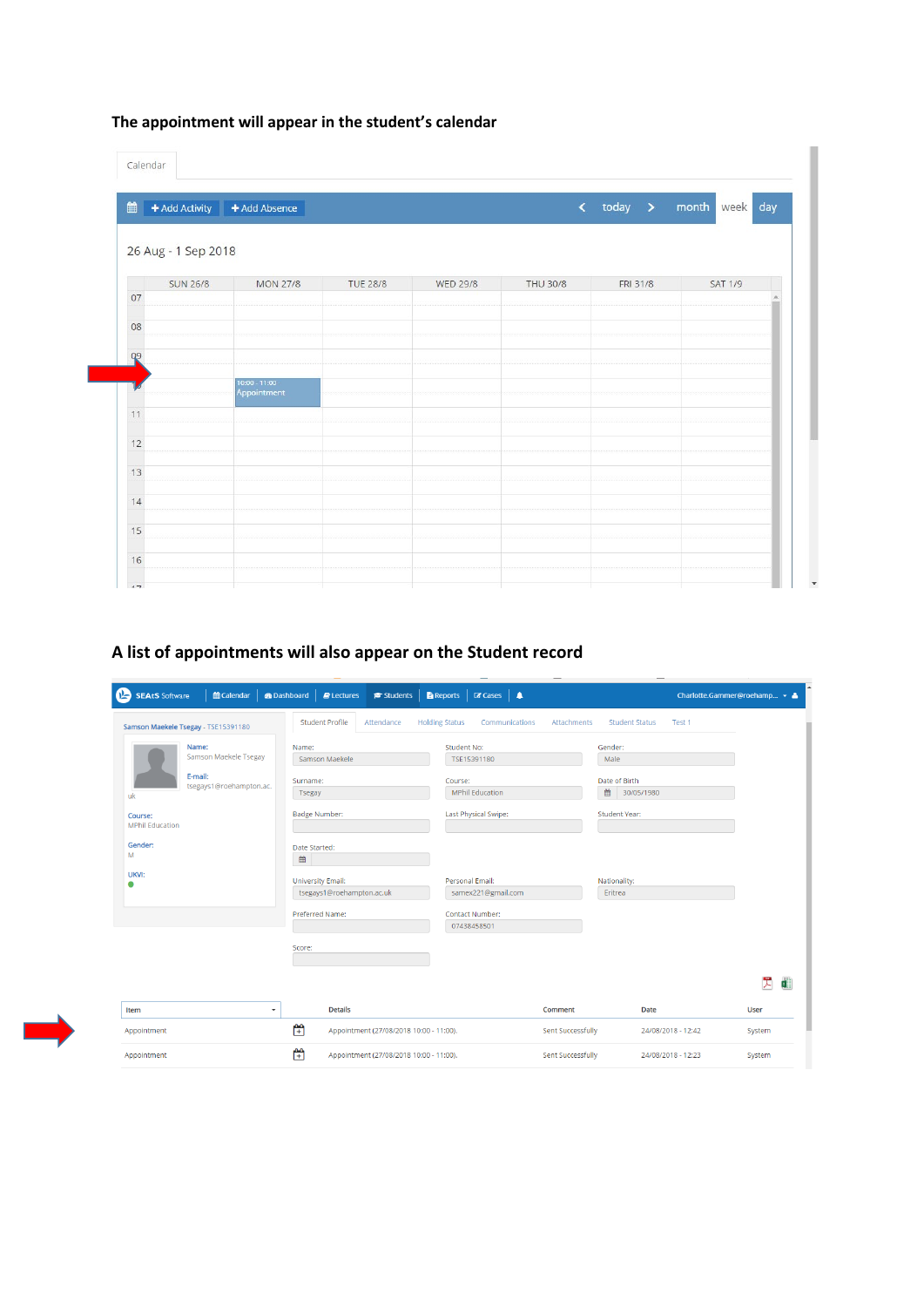**The appointment will appear in the student's calendar**

Calendar

Add Activity | Add Absence | today | month | week | day

26 Aug - 1 Sep 2018

| | SUN 26/8 | MON 27/8 | TUE 28/8 | WED 29/8 | THU 30/8 | FRI 31/8 | SAT 1/9 |
|---|---|---|---|---|---|---|---|
| 07 | | | | | | | |
| 08 | | | | | | | |
| 09 | | | | | | | |
| 10 | | 10:00 - 11:00 Appointment | | | | | |
| 11 | | | | | | | |
| 12 | | | | | | | |
| 13 | | | | | | | |
| 14 | | | | | | | |
| 15 | | | | | | | |
| 16 | | | | | | | |

**A list of appointments will also appear on the Student record**

SEAtS Software | Calendar | Dashboard | Lectures | Students | Reports | Cases | Charlotte.Gammer@roehamp...

Samson Maekele Tsegay - TSE15391180

Student Profile | Attendance | Holding Status | Communications | Attachments | Student Status | Test 1

Name: Samson Maekele Tsegay
E-mail: tsegays1@roehampton.ac.uk
Course: MPhil Education
Gender: M
UKVI:

Name: Samson Maekele
Student No: TSE15391180
Gender: Male
Surname: Tsegay
Course: MPhil Education
Date of Birth: 30/05/1980
Badge Number:
Last Physical Swipe:
Student Year:
Date Started:
University Email: tsegays1@roehampton.ac.uk
Personal Email: samex221@gmail.com
Nationality: Eritrea
Preferred Name:
Contact Number: 07438458501
Score:

| Item | | Details | Comment | Date | User |
|---|---|---|---|---|---|
| Appointment | | Appointment (27/08/2018 10:00 - 11:00). | Sent Successfully | 24/08/2018 - 12:42 | System |
| Appointment | | Appointment (27/08/2018 10:00 - 11:00). | Sent Successfully | 24/08/2018 - 12:23 | System |